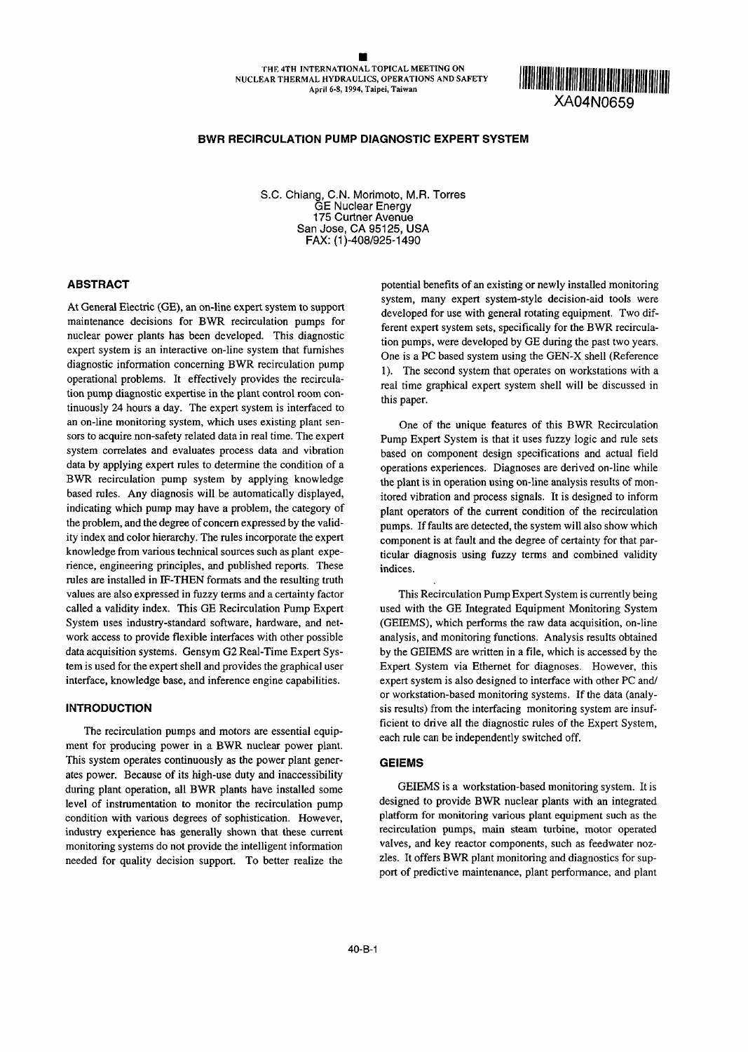THE 4TH INTERNATIONAL TOPICAL MEETING ON NUCLEAR THERMAL HYDRAULICS, OPERATIONS AND SAFETY
April 6-8, 1994, Taipei, Taiwan

XA04N0659

# BWR RECIRCULATION PUMP DIAGNOSTIC EXPERT SYSTEM

S.C. Chiang, C.N. Morimoto, M.R. Torres
GE Nuclear Energy
175 Curtner Avenue
San Jose, CA 95125, USA
FAX: (1)-408/925-1490

## ABSTRACT

At General Electric (GE), an on-line expert system to support maintenance decisions for BWR recirculation pumps for nuclear power plants has been developed. This diagnostic expert system is an interactive on-line system that furnishes diagnostic information concerning BWR recirculation pump operational problems. It effectively provides the recirculation pump diagnostic expertise in the plant control room continuously 24 hours a day. The expert system is interfaced to an on-line monitoring system, which uses existing plant sensors to acquire non-safety related data in real time. The expert system correlates and evaluates process data and vibration data by applying expert rules to determine the condition of a BWR recirculation pump system by applying knowledge based rules. Any diagnosis will be automatically displayed, indicating which pump may have a problem, the category of the problem, and the degree of concern expressed by the validity index and color hierarchy. The rules incorporate the expert knowledge from various technical sources such as plant experience, engineering principles, and published reports. These rules are installed in IF-THEN formats and the resulting truth values are also expressed in fuzzy terms and a certainty factor called a validity index. This GE Recirculation Pump Expert System uses industry-standard software, hardware, and network access to provide flexible interfaces with other possible data acquisition systems. Gensym G2 Real-Time Expert System is used for the expert shell and provides the graphical user interface, knowledge base, and inference engine capabilities.

## INTRODUCTION

The recirculation pumps and motors are essential equipment for producing power in a BWR nuclear power plant. This system operates continuously as the power plant generates power. Because of its high-use duty and inaccessibility during plant operation, all BWR plants have installed some level of instrumentation to monitor the recirculation pump condition with various degrees of sophistication. However, industry experience has generally shown that these current monitoring systems do not provide the intelligent information needed for quality decision support. To better realize the potential benefits of an existing or newly installed monitoring system, many expert system-style decision-aid tools were developed for use with general rotating equipment. Two different expert system sets, specifically for the BWR recirculation pumps, were developed by GE during the past two years. One is a PC based system using the GEN-X shell (Reference 1). The second system that operates on workstations with a real time graphical expert system shell will be discussed in this paper.

One of the unique features of this BWR Recirculation Pump Expert System is that it uses fuzzy logic and rule sets based on component design specifications and actual field operations experiences. Diagnoses are derived on-line while the plant is in operation using on-line analysis results of monitored vibration and process signals. It is designed to inform plant operators of the current condition of the recirculation pumps. If faults are detected, the system will also show which component is at fault and the degree of certainty for that particular diagnosis using fuzzy terms and combined validity indices.

This Recirculation Pump Expert System is currently being used with the GE Integrated Equipment Monitoring System (GEIEMS), which performs the raw data acquisition, on-line analysis, and monitoring functions. Analysis results obtained by the GEIEMS are written in a file, which is accessed by the Expert System via Ethernet for diagnoses. However, this expert system is also designed to interface with other PC and/or workstation-based monitoring systems. If the data (analysis results) from the interfacing monitoring system are insufficient to drive all the diagnostic rules of the Expert System, each rule can be independently switched off.

## GEIEMS

GEIEMS is a workstation-based monitoring system. It is designed to provide BWR nuclear plants with an integrated platform for monitoring various plant equipment such as the recirculation pumps, main steam turbine, motor operated valves, and key reactor components, such as feedwater nozzles. It offers BWR plant monitoring and diagnostics for support of predictive maintenance, plant performance, and plant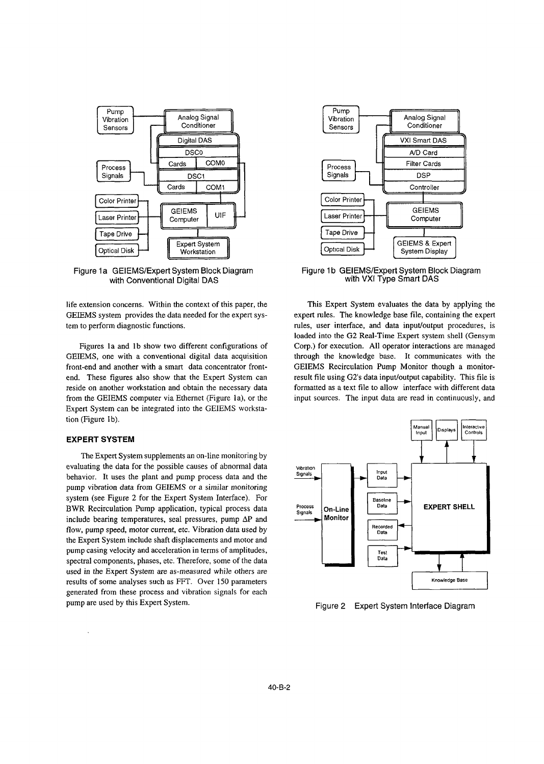Figure 1a GEIEMS/Expert System Block Diagram with Conventional Digital DAS

Figure 1b GEIEMS/Expert System Block Diagram with VXI Type Smart DAS

life extension concerns. Within the context of this paper, the GEIEMS system provides the data needed for the expert system to perform diagnostic functions.

Figures 1a and 1b show two different configurations of GEIEMS, one with a conventional digital data acquisition front-end and another with a smart data concentrator front-end. These figures also show that the Expert System can reside on another workstation and obtain the necessary data from the GEIEMS computer via Ethernet (Figure 1a), or the Expert System can be integrated into the GEIEMS workstation (Figure 1b).

## EXPERT SYSTEM

The Expert System supplements an on-line monitoring by evaluating the data for the possible causes of abnormal data behavior. It uses the plant and pump process data and the pump vibration data from GEIEMS or a similar monitoring system (see Figure 2 for the Expert System Interface). For BWR Recirculation Pump application, typical process data include bearing temperatures, seal pressures, pump $\Delta P$ and flow, pump speed, motor current, etc. Vibration data used by the Expert System include shaft displacements and motor and pump casing velocity and acceleration in terms of amplitudes, spectral components, phases, etc. Therefore, some of the data used in the Expert System are as-measured while others are results of some analyses such as FFT. Over 150 parameters generated from these process and vibration signals for each pump are used by this Expert System.

This Expert System evaluates the data by applying the expert rules. The knowledge base file, containing the expert rules, user interface, and data input/output procedures, is loaded into the G2 Real-Time Expert system shell (Gensym Corp.) for execution. All operator interactions are managed through the knowledge base. It communicates with the GEIEMS Recirculation Pump Monitor though a monitor-result file using G2's data input/output capability. This file is formatted as a text file to allow interface with different data input sources. The input data are read in continuously, and

Figure 2 Expert System Interface Diagram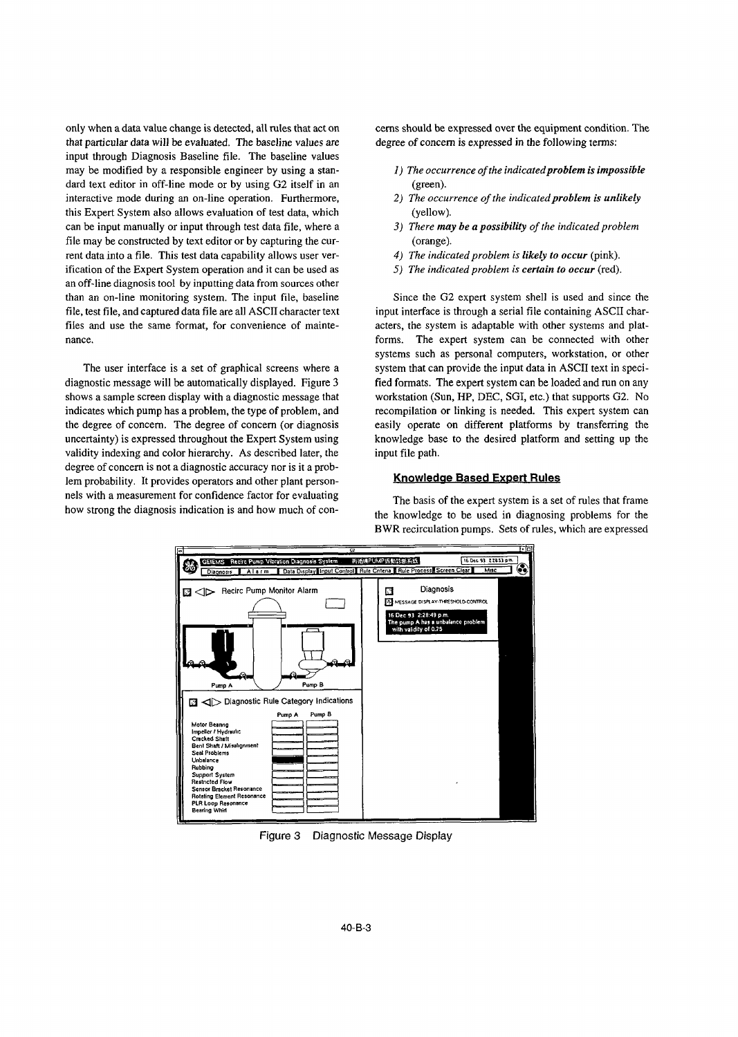only when a data value change is detected, all rules that act on that particular data will be evaluated. The baseline values are input through Diagnosis Baseline file. The baseline values may be modified by a responsible engineer by using a standard text editor in off-line mode or by using G2 itself in an interactive mode during an on-line operation. Furthermore, this Expert System also allows evaluation of test data, which can be input manually or input through test data file, where a file may be constructed by text editor or by capturing the current data into a file. This test data capability allows user verification of the Expert System operation and it can be used as an off-line diagnosis tool by inputting data from sources other than an on-line monitoring system. The input file, baseline file, test file, and captured data file are all ASCII character text files and use the same format, for convenience of maintenance.

The user interface is a set of graphical screens where a diagnostic message will be automatically displayed. Figure 3 shows a sample screen display with a diagnostic message that indicates which pump has a problem, the type of problem, and the degree of concern. The degree of concern (or diagnosis uncertainty) is expressed throughout the Expert System using validity indexing and color hierarchy. As described later, the degree of concern is not a diagnostic accuracy nor is it a problem probability. It provides operators and other plant personnels with a measurement for confidence factor for evaluating how strong the diagnosis indication is and how much of concerns should be expressed over the equipment condition. The degree of concern is expressed in the following terms:

1) *The occurrence of the indicated **problem is impossible*** (green).
2) *The occurrence of the indicated **problem is unlikely*** (yellow).
3) *There **may be a possibility** of the indicated problem* (orange).
4) *The indicated problem is **likely to occur*** (pink).
5) *The indicated problem is **certain to occur*** (red).

Since the G2 expert system shell is used and since the input interface is through a serial file containing ASCII characters, the system is adaptable with other systems and platforms. The expert system can be connected with other systems such as personal computers, workstation, or other system that can provide the input data in ASCII text in specified formats. The expert system can be loaded and run on any workstation (Sun, HP, DEC, SGI, etc.) that supports G2. No recompilation or linking is needed. This expert system can easily operate on different platforms by transferring the knowledge base to the desired platform and setting up the input file path.

## Knowledge Based Expert Rules

The basis of the expert system is a set of rules that frame the knowledge to be used in diagnosing problems for the BWR recirculation pumps. Sets of rules, which are expressed

Figure 3 Diagnostic Message Display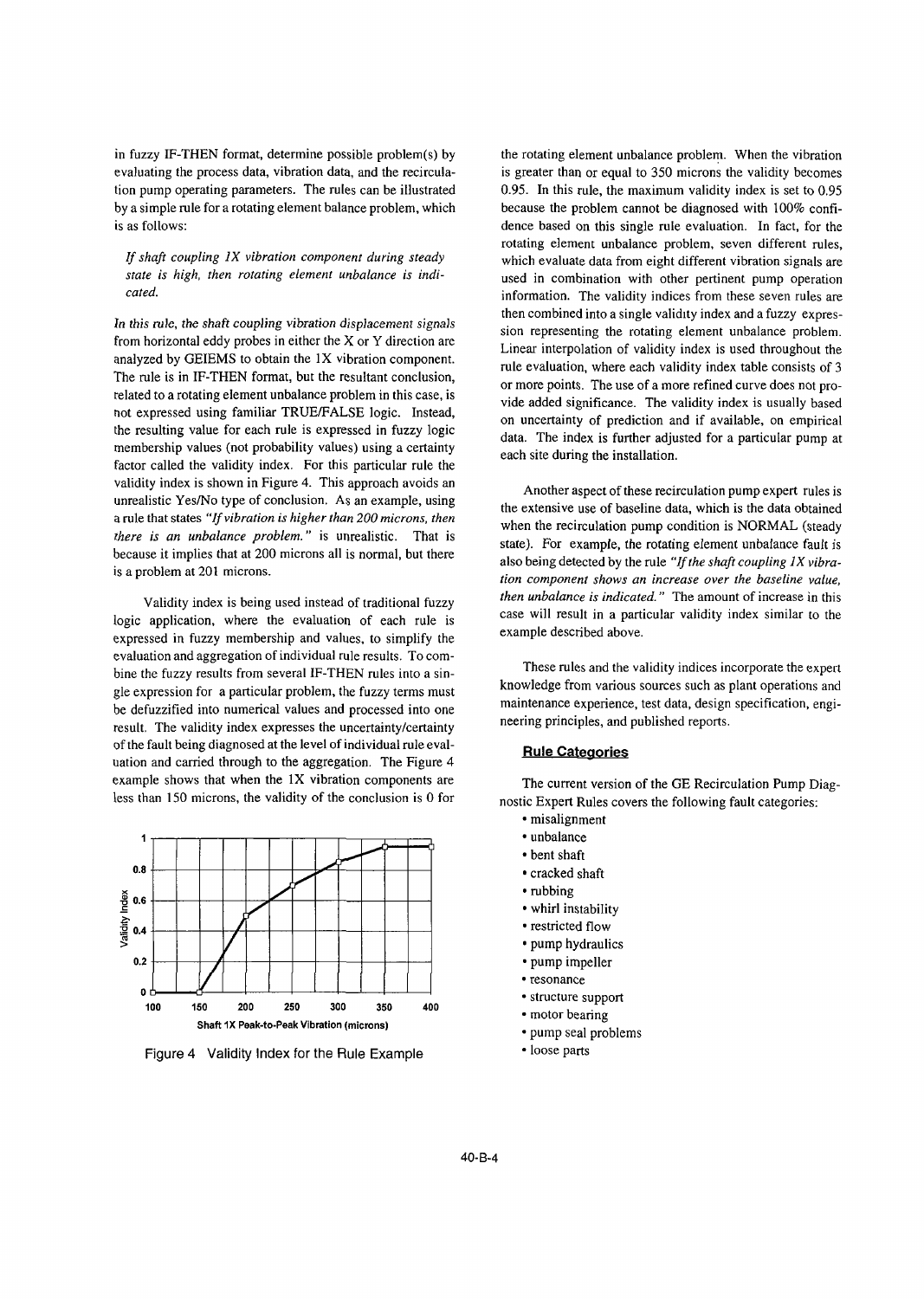in fuzzy IF-THEN format, determine possible problem(s) by evaluating the process data, vibration data, and the recirculation pump operating parameters. The rules can be illustrated by a simple rule for a rotating element balance problem, which is as follows:

*If shaft coupling 1X vibration component during steady state is high, then rotating element unbalance is indicated.*

In this rule, the shaft coupling vibration displacement signals from horizontal eddy probes in either the X or Y direction are analyzed by GEIEMS to obtain the 1X vibration component. The rule is in IF-THEN format, but the resultant conclusion, related to a rotating element unbalance problem in this case, is not expressed using familiar TRUE/FALSE logic. Instead, the resulting value for each rule is expressed in fuzzy logic membership values (not probability values) using a certainty factor called the validity index. For this particular rule the validity index is shown in Figure 4. This approach avoids an unrealistic Yes/No type of conclusion. As an example, using a rule that states *"If vibration is higher than 200 microns, then there is an unbalance problem."* is unrealistic. That is because it implies that at 200 microns all is normal, but there is a problem at 201 microns.

Validity index is being used instead of traditional fuzzy logic application, where the evaluation of each rule is expressed in fuzzy membership and values, to simplify the evaluation and aggregation of individual rule results. To combine the fuzzy results from several IF-THEN rules into a single expression for a particular problem, the fuzzy terms must be defuzzified into numerical values and processed into one result. The validity index expresses the uncertainty/certainty of the fault being diagnosed at the level of individual rule evaluation and carried through to the aggregation. The Figure 4 example shows that when the 1X vibration components are less than 150 microns, the validity of the conclusion is 0 for

Figure 4 Validity Index for the Rule Example

the rotating element unbalance problem. When the vibration is greater than or equal to 350 microns the validity becomes 0.95. In this rule, the maximum validity index is set to 0.95 because the problem cannot be diagnosed with 100% confidence based on this single rule evaluation. In fact, for the rotating element unbalance problem, seven different rules, which evaluate data from eight different vibration signals are used in combination with other pertinent pump operation information. The validity indices from these seven rules are then combined into a single validity index and a fuzzy expression representing the rotating element unbalance problem. Linear interpolation of validity index is used throughout the rule evaluation, where each validity index table consists of 3 or more points. The use of a more refined curve does not provide added significance. The validity index is usually based on uncertainty of prediction and if available, on empirical data. The index is further adjusted for a particular pump at each site during the installation.

Another aspect of these recirculation pump expert rules is the extensive use of baseline data, which is the data obtained when the recirculation pump condition is NORMAL (steady state). For example, the rotating element unbalance fault is also being detected by the rule *"If the shaft coupling 1X vibration component shows an increase over the baseline value, then unbalance is indicated."* The amount of increase in this case will result in a particular validity index similar to the example described above.

These rules and the validity indices incorporate the expert knowledge from various sources such as plant operations and maintenance experience, test data, design specification, engineering principles, and published reports.

### Rule Categories

The current version of the GE Recirculation Pump Diagnostic Expert Rules covers the following fault categories:

- misalignment
- unbalance
- bent shaft
- cracked shaft
- rubbing
- whirl instability
- restricted flow
- pump hydraulics
- pump impeller
- resonance
- structure support
- motor bearing
- pump seal problems
- loose parts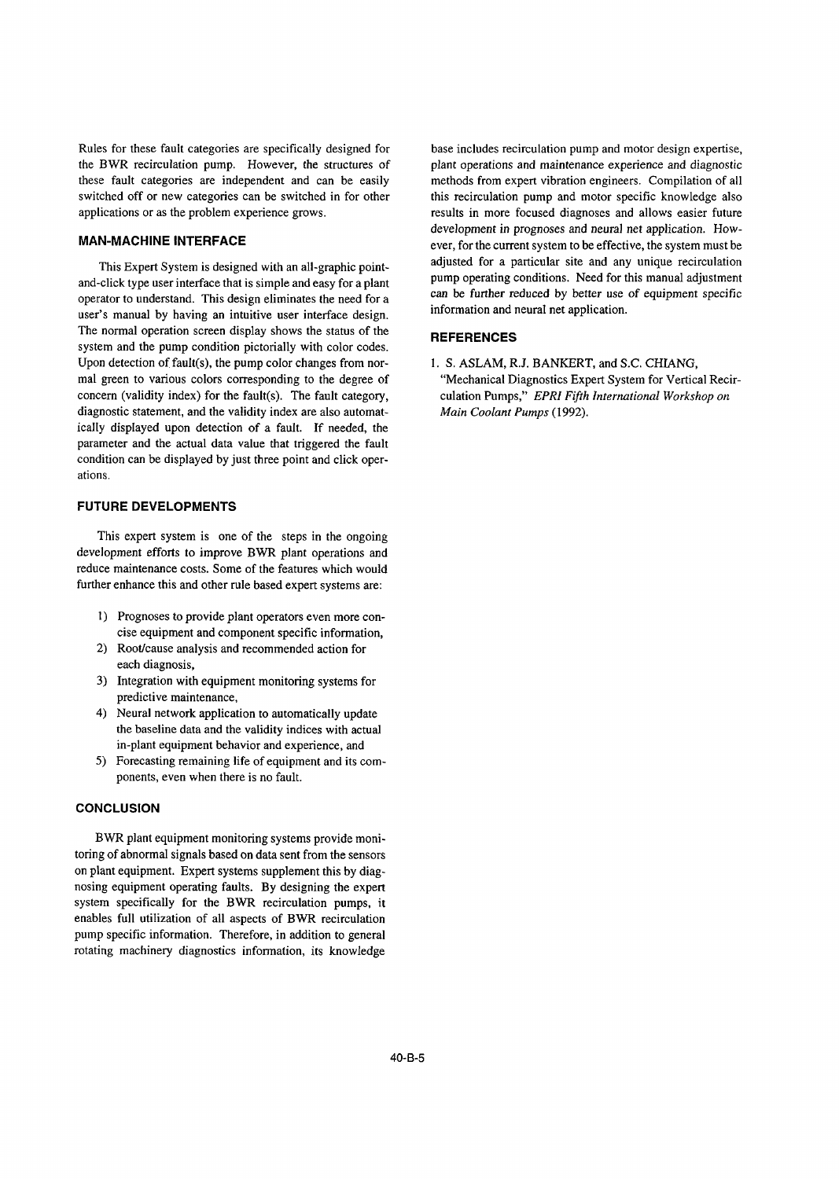Rules for these fault categories are specifically designed for the BWR recirculation pump. However, the structures of these fault categories are independent and can be easily switched off or new categories can be switched in for other applications or as the problem experience grows.

## MAN-MACHINE INTERFACE

This Expert System is designed with an all-graphic point-and-click type user interface that is simple and easy for a plant operator to understand. This design eliminates the need for a user's manual by having an intuitive user interface design. The normal operation screen display shows the status of the system and the pump condition pictorially with color codes. Upon detection of fault(s), the pump color changes from normal green to various colors corresponding to the degree of concern (validity index) for the fault(s). The fault category, diagnostic statement, and the validity index are also automatically displayed upon detection of a fault. If needed, the parameter and the actual data value that triggered the fault condition can be displayed by just three point and click operations.

## FUTURE DEVELOPMENTS

This expert system is one of the steps in the ongoing development efforts to improve BWR plant operations and reduce maintenance costs. Some of the features which would further enhance this and other rule based expert systems are:

1) Prognoses to provide plant operators even more concise equipment and component specific information,
2) Root/cause analysis and recommended action for each diagnosis,
3) Integration with equipment monitoring systems for predictive maintenance,
4) Neural network application to automatically update the baseline data and the validity indices with actual in-plant equipment behavior and experience, and
5) Forecasting remaining life of equipment and its components, even when there is no fault.

## CONCLUSION

BWR plant equipment monitoring systems provide monitoring of abnormal signals based on data sent from the sensors on plant equipment. Expert systems supplement this by diagnosing equipment operating faults. By designing the expert system specifically for the BWR recirculation pumps, it enables full utilization of all aspects of BWR recirculation pump specific information. Therefore, in addition to general rotating machinery diagnostics information, its knowledge base includes recirculation pump and motor design expertise, plant operations and maintenance experience and diagnostic methods from expert vibration engineers. Compilation of all this recirculation pump and motor specific knowledge also results in more focused diagnoses and allows easier future development in prognoses and neural net application. However, for the current system to be effective, the system must be adjusted for a particular site and any unique recirculation pump operating conditions. Need for this manual adjustment can be further reduced by better use of equipment specific information and neural net application.

## REFERENCES

1. S. ASLAM, R.J. BANKERT, and S.C. CHIANG, "Mechanical Diagnostics Expert System for Vertical Recirculation Pumps," *EPRI Fifth International Workshop on Main Coolant Pumps* (1992).